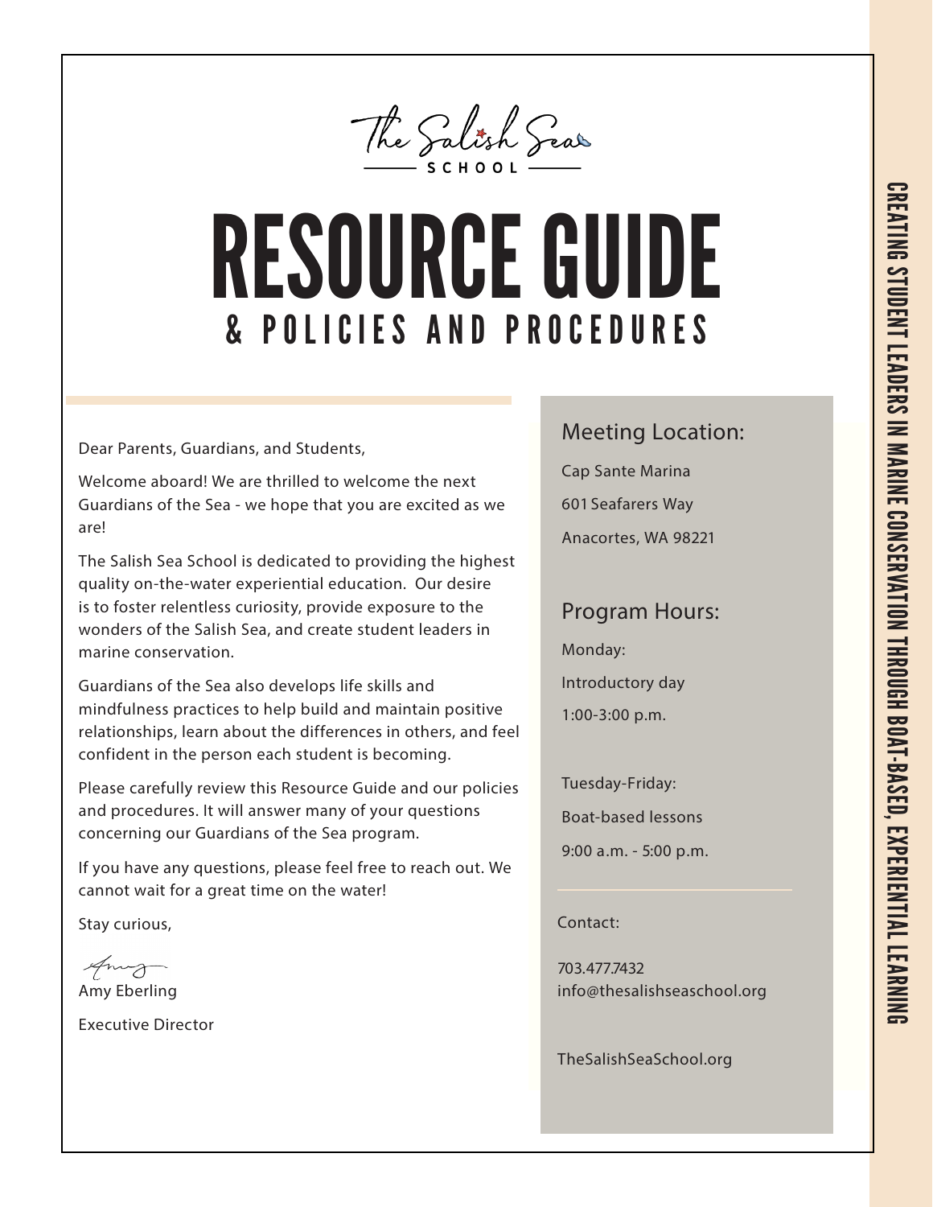The Salish Sea
SCHOOL

# RESOURCE GUIDE

## & POLICIES AND PROCEDURES

CREATING STUDENT LEADERS IN MARINE CONSERVATION THROUGH BOAT-BASED, EXPERIENTIAL LEARNING

Dear Parents, Guardians, and Students,

Welcome aboard! We are thrilled to welcome the next Guardians of the Sea - we hope that you are excited as we are!

The Salish Sea School is dedicated to providing the highest quality on-the-water experiential education. Our desire is to foster relentless curiosity, provide exposure to the wonders of the Salish Sea, and create student leaders in marine conservation.

Guardians of the Sea also develops life skills and mindfulness practices to help build and maintain positive relationships, learn about the differences in others, and feel confident in the person each student is becoming.

Please carefully review this Resource Guide and our policies and procedures. It will answer many of your questions concerning our Guardians of the Sea program.

If you have any questions, please feel free to reach out. We cannot wait for a great time on the water!

Stay curious,

Amy Eberling

Executive Director

### Meeting Location:

Cap Sante Marina

601 Seafarers Way

Anacortes, WA 98221

### Program Hours:

Monday:

Introductory day

1:00-3:00 p.m.

Tuesday-Friday:

Boat-based lessons

9:00 a.m. - 5:00 p.m.

Contact:

703.477.7432
info@thesalishseaschool.org

TheSalishSeaSchool.org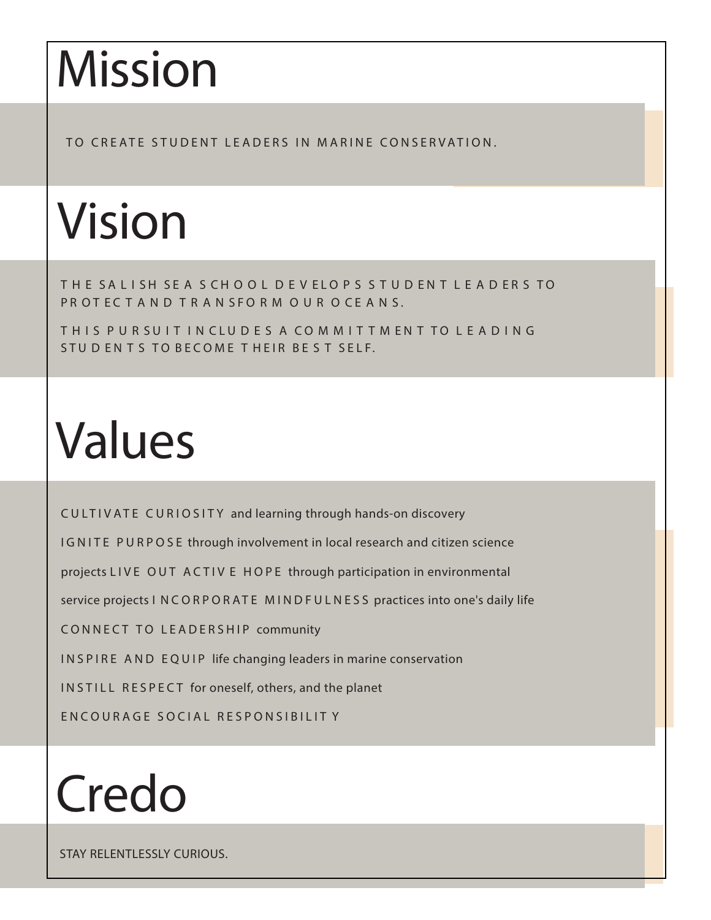# Mission

TO CREATE STUDENT LEADERS IN MARINE CONSERVATION.

# Vision

THE SALISH SEA SCHOOL DEVELOPS STUDENT LEADERS TO PROTECT AND TRANSFORM OUR OCEANS.

THIS PURSUIT INCLUDES A COMMITTMENT TO LEADING STUDENTS TO BECOME THEIR BEST SELF.

# Values

CULTIVATE CURIOSITY and learning through hands-on discovery

IGNITE PURPOSE through involvement in local research and citizen science projects

LIVE OUT ACTIVE HOPE through participation in environmental service projects

INCORPORATE MINDFULNESS practices into one's daily life

CONNECT TO LEADERSHIP community

INSPIRE AND EQUIP life changing leaders in marine conservation

INSTILL RESPECT for oneself, others, and the planet

ENCOURAGE SOCIAL RESPONSIBILITY

# Credo

STAY RELENTLESSLY CURIOUS.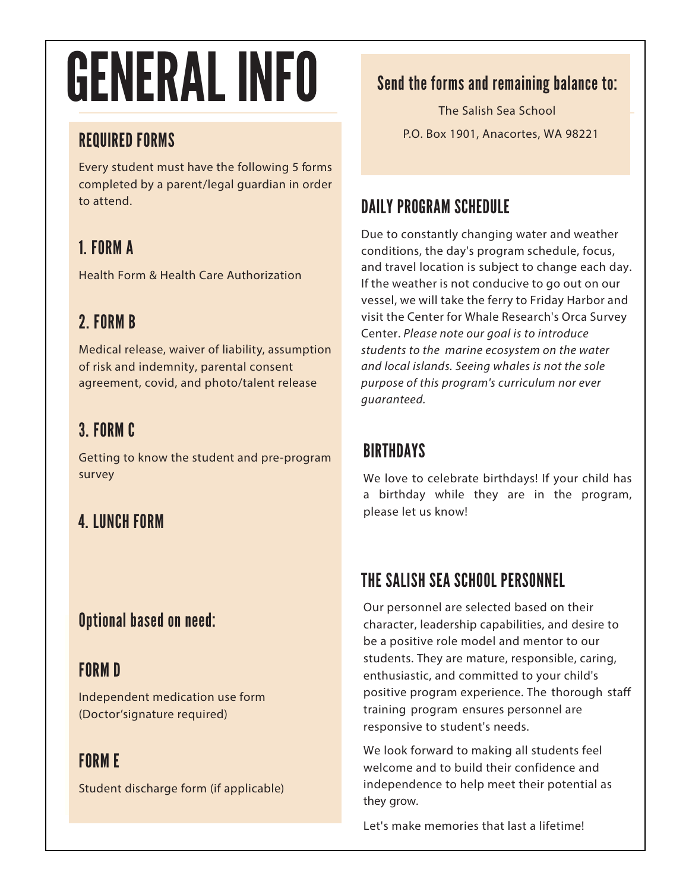# GENERAL INFO

## REQUIRED FORMS

Every student must have the following 5 forms completed by a parent/legal guardian in order to attend.

### 1. FORM A

Health Form & Health Care Authorization

### 2. FORM B

Medical release, waiver of liability, assumption of risk and indemnity, parental consent agreement, covid, and photo/talent release

### 3. FORM C

Getting to know the student and pre-program survey

### 4. LUNCH FORM

## Optional based on need:

### FORM D

Independent medication use form (Doctor'signature required)

### FORM E

Student discharge form (if applicable)

## Send the forms and remaining balance to:

The Salish Sea School

P.O. Box 1901, Anacortes, WA 98221

## DAILY PROGRAM SCHEDULE

Due to constantly changing water and weather conditions, the day's program schedule, focus, and travel location is subject to change each day. If the weather is not conducive to go out on our vessel, we will take the ferry to Friday Harbor and visit the Center for Whale Research's Orca Survey Center. *Please note our goal is to introduce students to the marine ecosystem on the water and local islands. Seeing whales is not the sole purpose of this program's curriculum nor ever guaranteed.*

## BIRTHDAYS

We love to celebrate birthdays! If your child has a birthday while they are in the program, please let us know!

## THE SALISH SEA SCHOOL PERSONNEL

Our personnel are selected based on their character, leadership capabilities, and desire to be a positive role model and mentor to our students. They are mature, responsible, caring, enthusiastic, and committed to your child's positive program experience. The thorough staff training program ensures personnel are responsive to student's needs.

We look forward to making all students feel welcome and to build their confidence and independence to help meet their potential as they grow.

Let's make memories that last a lifetime!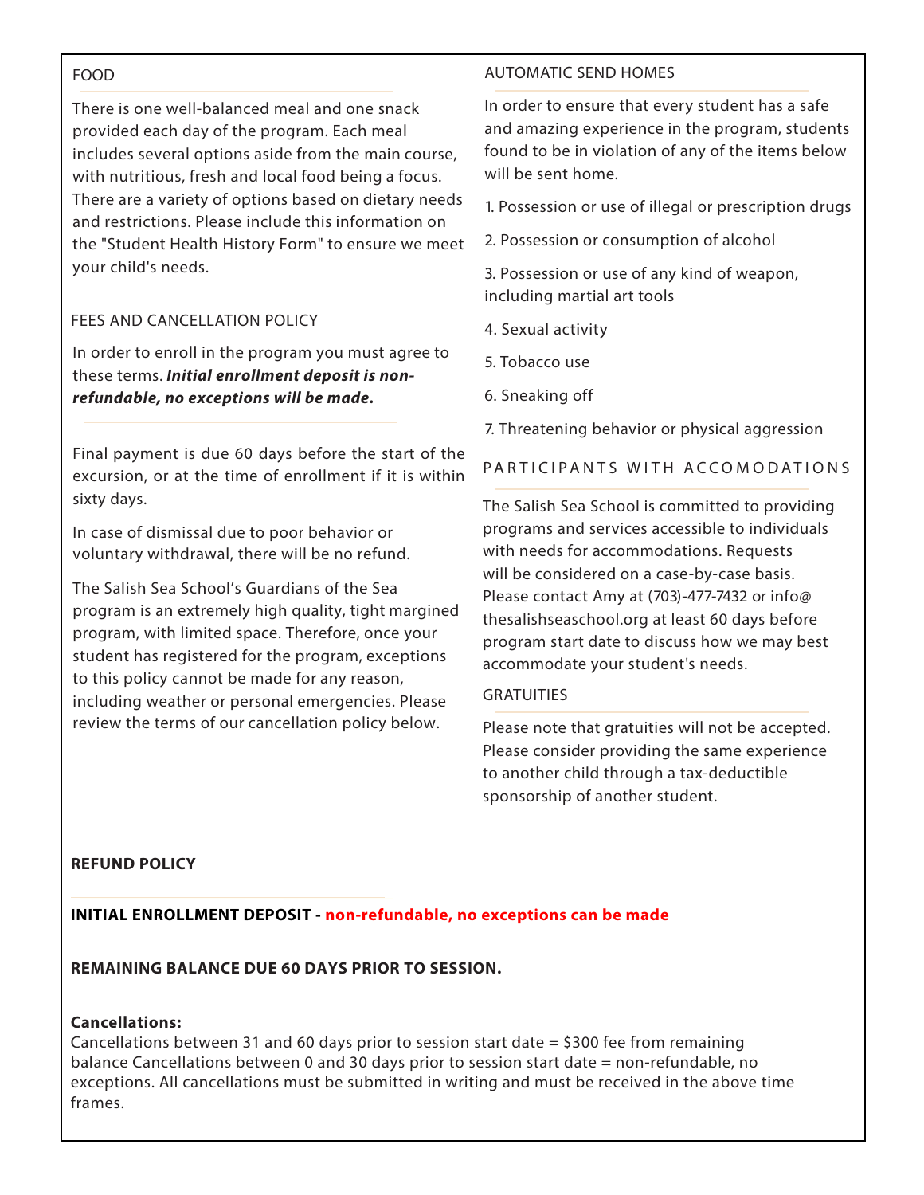## FOOD

There is one well-balanced meal and one snack provided each day of the program. Each meal includes several options aside from the main course, with nutritious, fresh and local food being a focus. There are a variety of options based on dietary needs and restrictions. Please include this information on the "Student Health History Form" to ensure we meet your child's needs.

## FEES AND CANCELLATION POLICY

In order to enroll in the program you must agree to these terms. ***Initial enrollment deposit is non-refundable, no exceptions will be made.***

Final payment is due 60 days before the start of the excursion, or at the time of enrollment if it is within sixty days.

In case of dismissal due to poor behavior or voluntary withdrawal, there will be no refund.

The Salish Sea School's Guardians of the Sea program is an extremely high quality, tight margined program, with limited space. Therefore, once your student has registered for the program, exceptions to this policy cannot be made for any reason, including weather or personal emergencies. Please review the terms of our cancellation policy below.

## AUTOMATIC SEND HOMES

In order to ensure that every student has a safe and amazing experience in the program, students found to be in violation of any of the items below will be sent home.

1. Possession or use of illegal or prescription drugs
2. Possession or consumption of alcohol
3. Possession or use of any kind of weapon, including martial art tools
4. Sexual activity
5. Tobacco use
6. Sneaking off
7. Threatening behavior or physical aggression

## PARTICIPANTS WITH ACCOMODATIONS

The Salish Sea School is committed to providing programs and services accessible to individuals with needs for accommodations. Requests will be considered on a case-by-case basis. Please contact Amy at (703)-477-7432 or info@thesalishseaschool.org at least 60 days before program start date to discuss how we may best accommodate your student's needs.

## GRATUITIES

Please note that gratuities will not be accepted. Please consider providing the same experience to another child through a tax-deductible sponsorship of another student.

## REFUND POLICY

**INITIAL ENROLLMENT DEPOSIT - non-refundable, no exceptions can be made**

**REMAINING BALANCE DUE 60 DAYS PRIOR TO SESSION.**

**Cancellations:**
Cancellations between 31 and 60 days prior to session start date = $300 fee from remaining balance Cancellations between 0 and 30 days prior to session start date = non-refundable, no exceptions. All cancellations must be submitted in writing and must be received in the above time frames.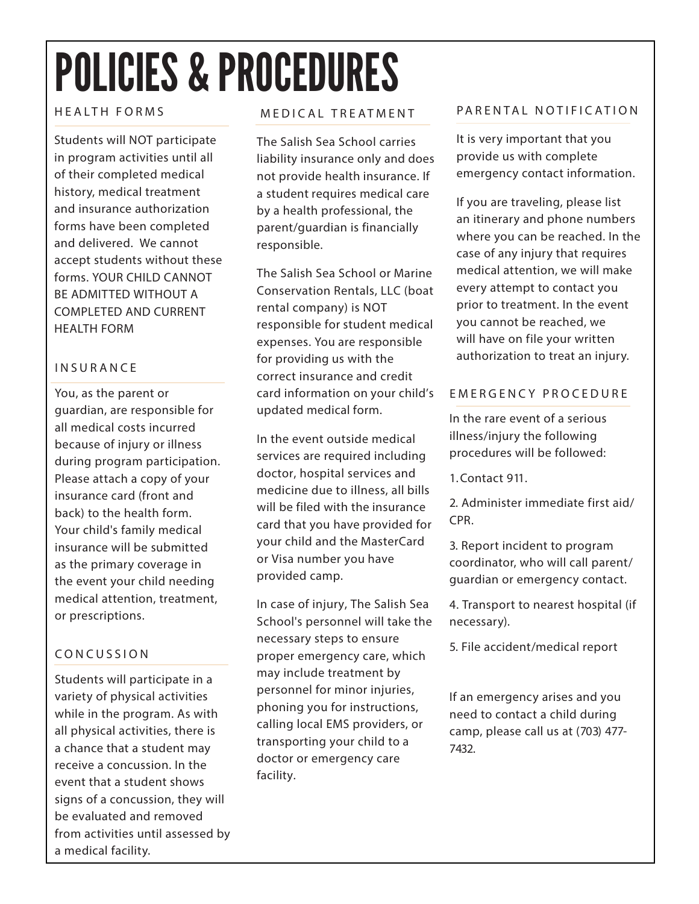# POLICIES & PROCEDURES

## HEALTH FORMS

Students will NOT participate in program activities until all of their completed medical history, medical treatment and insurance authorization forms have been completed and delivered. We cannot accept students without these forms. YOUR CHILD CANNOT BE ADMITTED WITHOUT A COMPLETED AND CURRENT HEALTH FORM

## INSURANCE

You, as the parent or guardian, are responsible for all medical costs incurred because of injury or illness during program participation. Please attach a copy of your insurance card (front and back) to the health form. Your child's family medical insurance will be submitted as the primary coverage in the event your child needing medical attention, treatment, or prescriptions.

## CONCUSSION

Students will participate in a variety of physical activities while in the program. As with all physical activities, there is a chance that a student may receive a concussion. In the event that a student shows signs of a concussion, they will be evaluated and removed from activities until assessed by a medical facility.

## MEDICAL TREATMENT

The Salish Sea School carries liability insurance only and does not provide health insurance. If a student requires medical care by a health professional, the parent/guardian is financially responsible.

The Salish Sea School or Marine Conservation Rentals, LLC (boat rental company) is NOT responsible for student medical expenses. You are responsible for providing us with the correct insurance and credit card information on your child's updated medical form.

In the event outside medical services are required including doctor, hospital services and medicine due to illness, all bills will be filed with the insurance card that you have provided for your child and the MasterCard or Visa number you have provided camp.

In case of injury, The Salish Sea School's personnel will take the necessary steps to ensure proper emergency care, which may include treatment by personnel for minor injuries, phoning you for instructions, calling local EMS providers, or transporting your child to a doctor or emergency care facility.

## PARENTAL NOTIFICATION

It is very important that you provide us with complete emergency contact information.

If you are traveling, please list an itinerary and phone numbers where you can be reached. In the case of any injury that requires medical attention, we will make every attempt to contact you prior to treatment. In the event you cannot be reached, we will have on file your written authorization to treat an injury.

## EMERGENCY PROCEDURE

In the rare event of a serious illness/injury the following procedures will be followed:

1. Contact 911.
2. Administer immediate first aid/ CPR.
3. Report incident to program coordinator, who will call parent/ guardian or emergency contact.
4. Transport to nearest hospital (if necessary).
5. File accident/medical report

If an emergency arises and you need to contact a child during camp, please call us at (703) 477-7432.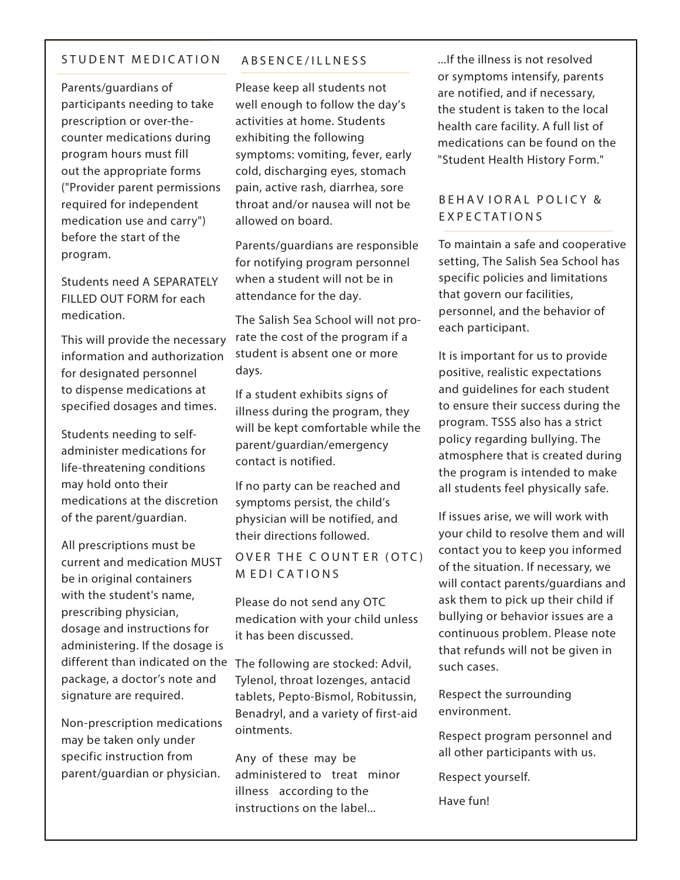## STUDENT MEDICATION

Parents/guardians of participants needing to take prescription or over-the-counter medications during program hours must fill out the appropriate forms ("Provider parent permissions required for independent medication use and carry") before the start of the program.

Students need A SEPARATELY FILLED OUT FORM for each medication.

This will provide the necessary information and authorization for designated personnel to dispense medications at specified dosages and times.

Students needing to self-administer medications for life-threatening conditions may hold onto their medications at the discretion of the parent/guardian.

All prescriptions must be current and medication MUST be in original containers with the student's name, prescribing physician, dosage and instructions for administering. If the dosage is different than indicated on the package, a doctor's note and signature are required.

Non-prescription medications may be taken only under specific instruction from parent/guardian or physician.

## ABSENCE/ILLNESS

Please keep all students not well enough to follow the day's activities at home. Students exhibiting the following symptoms: vomiting, fever, early cold, discharging eyes, stomach pain, active rash, diarrhea, sore throat and/or nausea will not be allowed on board.

Parents/guardians are responsible for notifying program personnel when a student will not be in attendance for the day.

The Salish Sea School will not pro-rate the cost of the program if a student is absent one or more days.

If a student exhibits signs of illness during the program, they will be kept comfortable while the parent/guardian/emergency contact is notified.

If no party can be reached and symptoms persist, the child's physician will be notified, and their directions followed.

## OVER THE COUNTER (OTC) MEDICATIONS

Please do not send any OTC medication with your child unless it has been discussed.

The following are stocked: Advil, Tylenol, throat lozenges, antacid tablets, Pepto-Bismol, Robitussin, Benadryl, and a variety of first-aid ointments.

Any of these may be administered to treat minor illness according to the instructions on the label...

...If the illness is not resolved or symptoms intensify, parents are notified, and if necessary, the student is taken to the local health care facility. A full list of medications can be found on the "Student Health History Form."

## BEHAVIORAL POLICY & EXPECTATIONS

To maintain a safe and cooperative setting, The Salish Sea School has specific policies and limitations that govern our facilities, personnel, and the behavior of each participant.

It is important for us to provide positive, realistic expectations and guidelines for each student to ensure their success during the program. TSSS also has a strict policy regarding bullying. The atmosphere that is created during the program is intended to make all students feel physically safe.

If issues arise, we will work with your child to resolve them and will contact you to keep you informed of the situation. If necessary, we will contact parents/guardians and ask them to pick up their child if bullying or behavior issues are a continuous problem. Please note that refunds will not be given in such cases.

Respect the surrounding environment.

Respect program personnel and all other participants with us.

Respect yourself.

Have fun!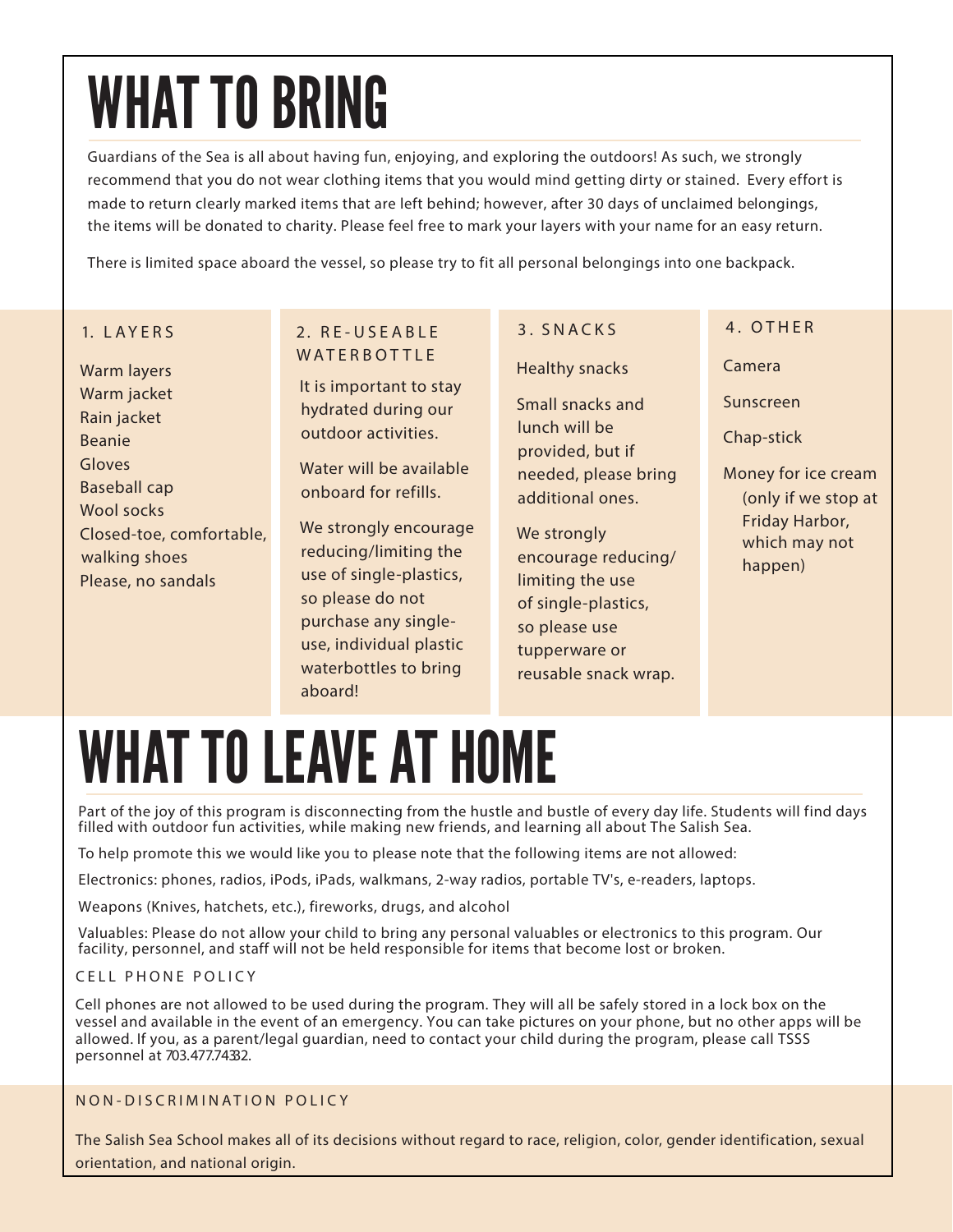# WHAT TO BRING

Guardians of the Sea is all about having fun, enjoying, and exploring the outdoors! As such, we strongly recommend that you do not wear clothing items that you would mind getting dirty or stained. Every effort is made to return clearly marked items that are left behind; however, after 30 days of unclaimed belongings, the items will be donated to charity. Please feel free to mark your layers with your name for an easy return.

There is limited space aboard the vessel, so please try to fit all personal belongings into one backpack.

### 1. LAYERS

Warm layers
Warm jacket
Rain jacket
Beanie
Gloves
Baseball cap
Wool socks
Closed-toe, comfortable, walking shoes
Please, no sandals

### 2. RE-USEABLE WATERBOTTLE

It is important to stay hydrated during our outdoor activities.

Water will be available onboard for refills.

We strongly encourage reducing/limiting the use of single-plastics, so please do not purchase any single-use, individual plastic waterbottles to bring aboard!

### 3. SNACKS

Healthy snacks

Small snacks and lunch will be provided, but if needed, please bring additional ones.

We strongly encourage reducing/ limiting the use of single-plastics, so please use tupperware or reusable snack wrap.

### 4. OTHER

Camera

Sunscreen

Chap-stick

Money for ice cream (only if we stop at Friday Harbor, which may not happen)

# WHAT TO LEAVE AT HOME

Part of the joy of this program is disconnecting from the hustle and bustle of every day life. Students will find days filled with outdoor fun activities, while making new friends, and learning all about The Salish Sea.

To help promote this we would like you to please note that the following items are not allowed:

Electronics: phones, radios, iPods, iPads, walkmans, 2-way radios, portable TV's, e-readers, laptops.

Weapons (Knives, hatchets, etc.), fireworks, drugs, and alcohol

Valuables: Please do not allow your child to bring any personal valuables or electronics to this program. Our facility, personnel, and staff will not be held responsible for items that become lost or broken.

### CELL PHONE POLICY

Cell phones are not allowed to be used during the program. They will all be safely stored in a lock box on the vessel and available in the event of an emergency. You can take pictures on your phone, but no other apps will be allowed. If you, as a parent/legal guardian, need to contact your child during the program, please call TSSS personnel at 703.477.7432.

### NON-DISCRIMINATION POLICY

The Salish Sea School makes all of its decisions without regard to race, religion, color, gender identification, sexual orientation, and national origin.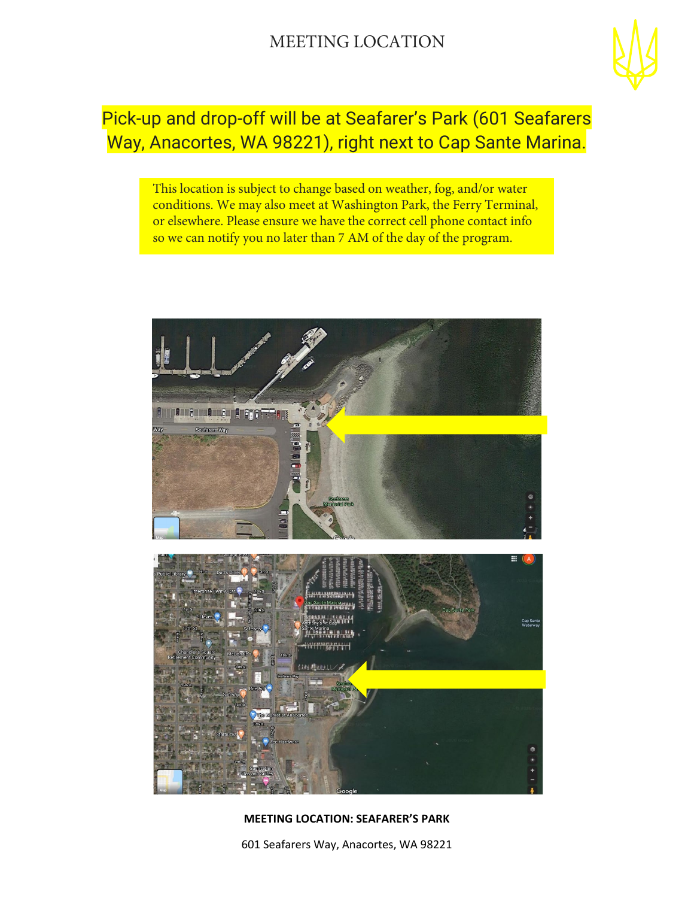# MEETING LOCATION

Pick-up and drop-off will be at Seafarer's Park (601 Seafarers Way, Anacortes, WA 98221), right next to Cap Sante Marina.

This location is subject to change based on weather, fog, and/or water conditions. We may also meet at Washington Park, the Ferry Terminal, or elsewhere. Please ensure we have the correct cell phone contact info so we can notify you no later than 7 AM of the day of the program.

**MEETING LOCATION: SEAFARER'S PARK**

601 Seafarers Way, Anacortes, WA 98221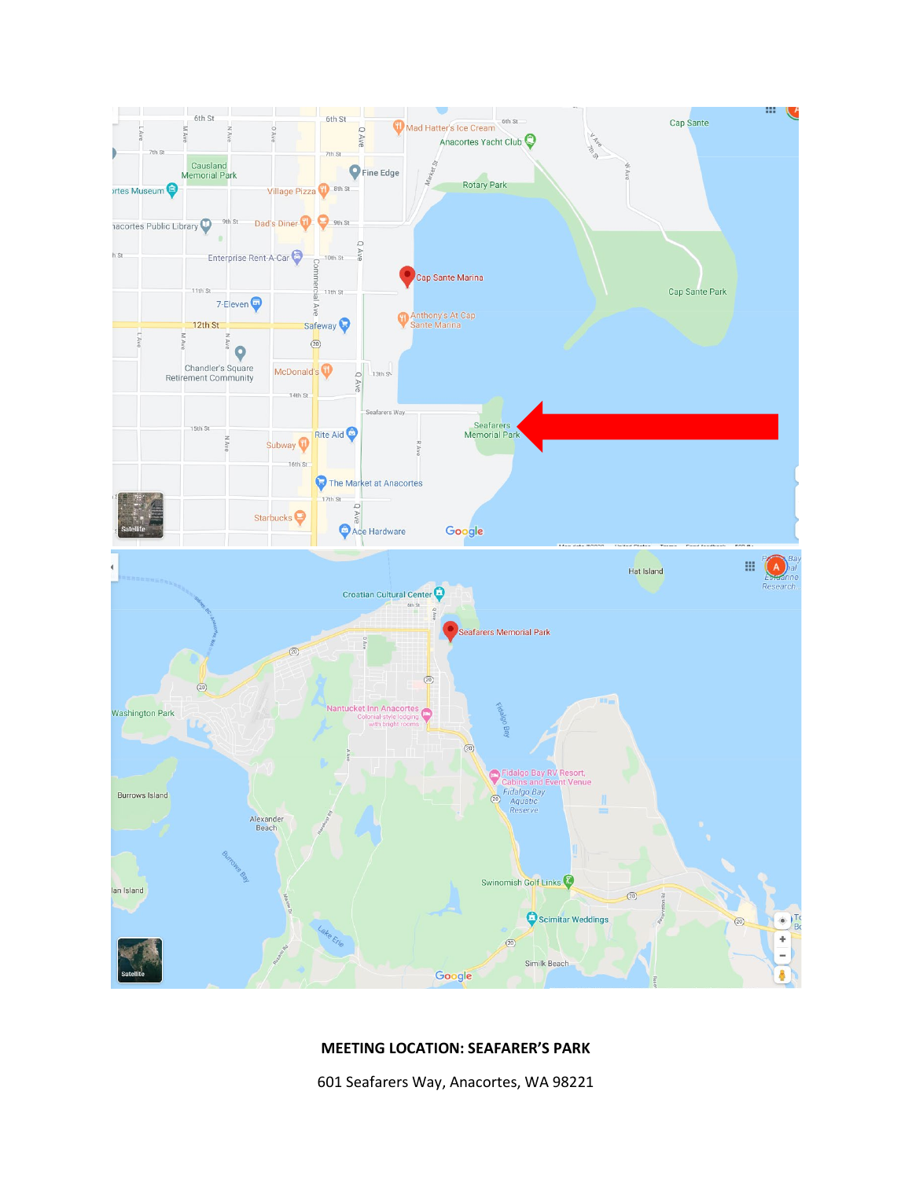**MEETING LOCATION: SEAFARER'S PARK**

601 Seafarers Way, Anacortes, WA 98221